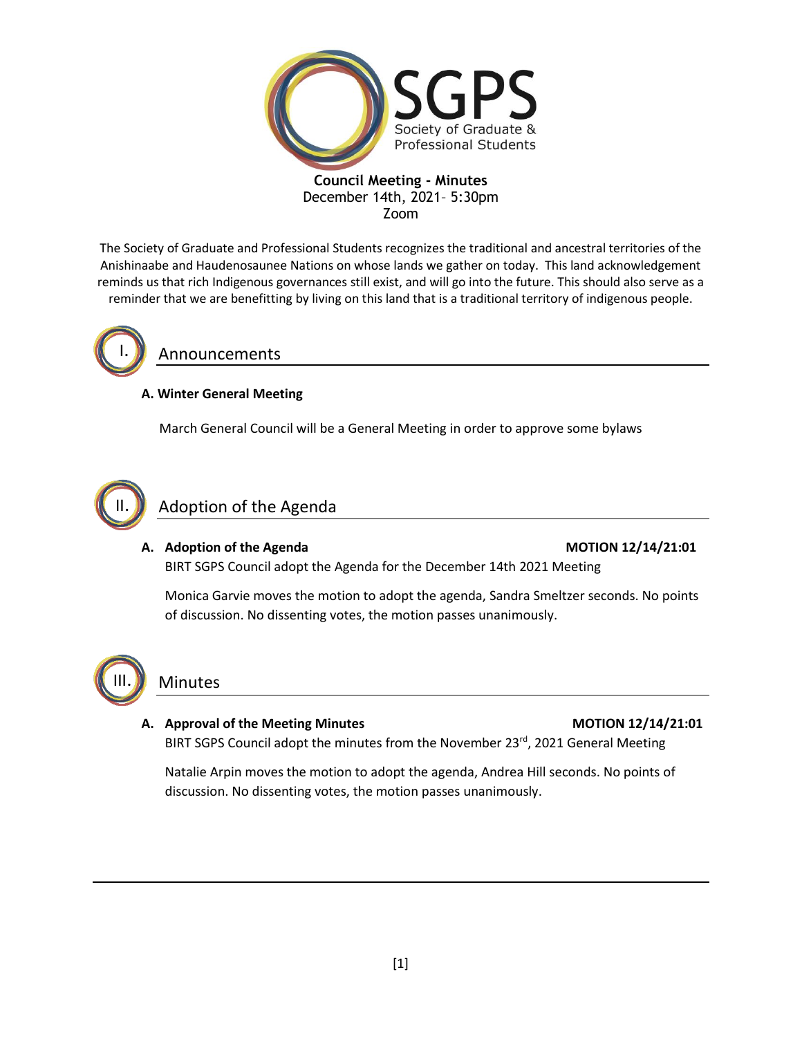SGPS
Society of Graduate & Professional Students

**Council Meeting - Minutes**
December 14th, 2021– 5:30pm
Zoom

The Society of Graduate and Professional Students recognizes the traditional and ancestral territories of the Anishinaabe and Haudenosaunee Nations on whose lands we gather on today. This land acknowledgement reminds us that rich Indigenous governances still exist, and will go into the future. This should also serve as a reminder that we are benefitting by living on this land that is a traditional territory of indigenous people.

## I. Announcements

**A. Winter General Meeting**

March General Council will be a General Meeting in order to approve some bylaws

## II. Adoption of the Agenda

**A. Adoption of the Agenda** **MOTION 12/14/21:01**

BIRT SGPS Council adopt the Agenda for the December 14th 2021 Meeting

Monica Garvie moves the motion to adopt the agenda, Sandra Smeltzer seconds. No points of discussion. No dissenting votes, the motion passes unanimously.

## III. Minutes

**A. Approval of the Meeting Minutes** **MOTION 12/14/21:01**

BIRT SGPS Council adopt the minutes from the November 23rd, 2021 General Meeting

Natalie Arpin moves the motion to adopt the agenda, Andrea Hill seconds. No points of discussion. No dissenting votes, the motion passes unanimously.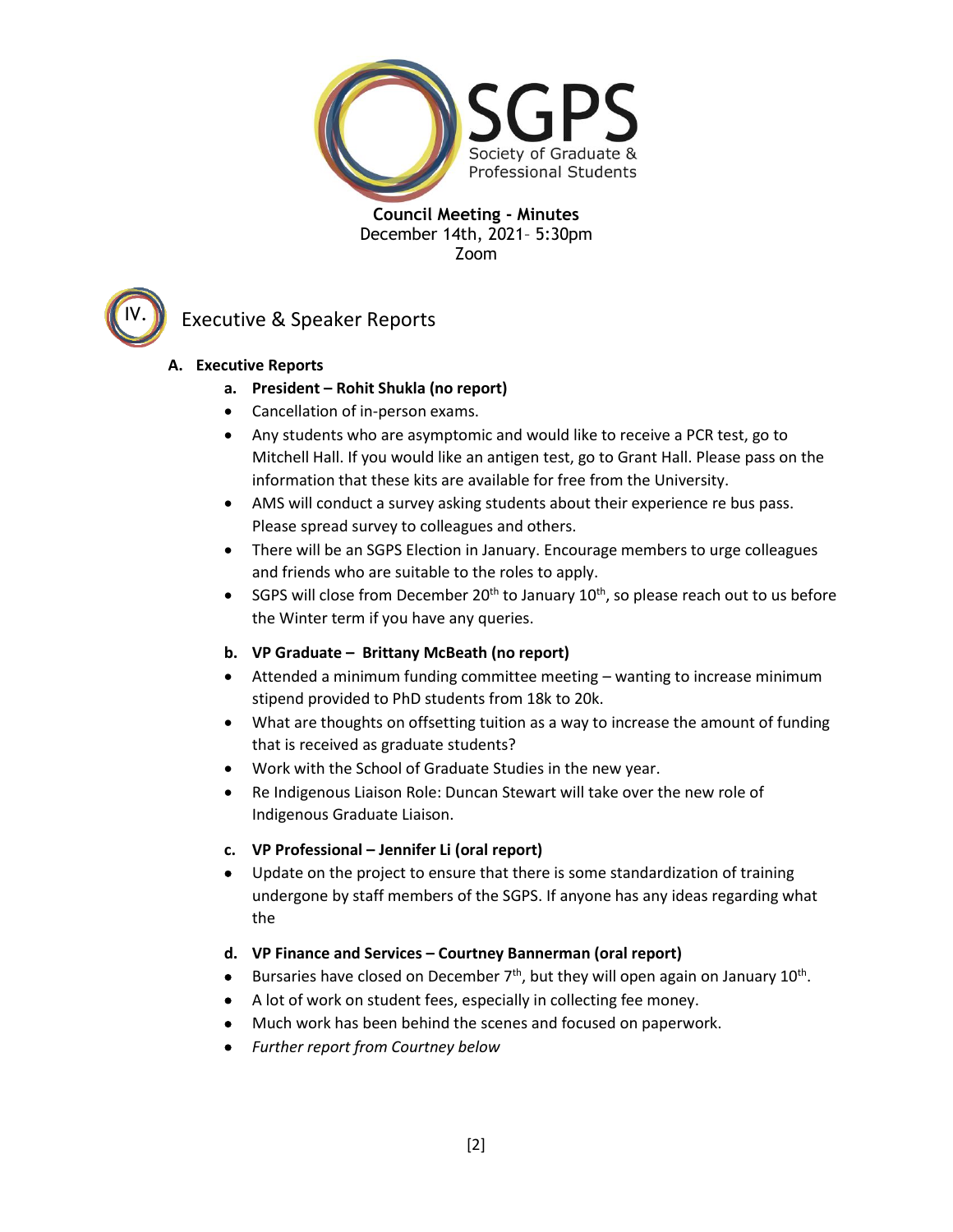**Council Meeting - Minutes**
December 14th, 2021– 5:30pm
Zoom

## IV. Executive & Speaker Reports

**A. Executive Reports**

**a. President – Rohit Shukla (no report)**

- Cancellation of in-person exams.
- Any students who are asymptomic and would like to receive a PCR test, go to Mitchell Hall. If you would like an antigen test, go to Grant Hall. Please pass on the information that these kits are available for free from the University.
- AMS will conduct a survey asking students about their experience re bus pass. Please spread survey to colleagues and others.
- There will be an SGPS Election in January. Encourage members to urge colleagues and friends who are suitable to the roles to apply.
- SGPS will close from December 20th to January 10th, so please reach out to us before the Winter term if you have any queries.

**b. VP Graduate – Brittany McBeath (no report)**

- Attended a minimum funding committee meeting – wanting to increase minimum stipend provided to PhD students from 18k to 20k.
- What are thoughts on offsetting tuition as a way to increase the amount of funding that is received as graduate students?
- Work with the School of Graduate Studies in the new year.
- Re Indigenous Liaison Role: Duncan Stewart will take over the new role of Indigenous Graduate Liaison.

**c. VP Professional – Jennifer Li (oral report)**

- Update on the project to ensure that there is some standardization of training undergone by staff members of the SGPS. If anyone has any ideas regarding what the

**d. VP Finance and Services – Courtney Bannerman (oral report)**

- Bursaries have closed on December 7th, but they will open again on January 10th.
- A lot of work on student fees, especially in collecting fee money.
- Much work has been behind the scenes and focused on paperwork.
- *Further report from Courtney below*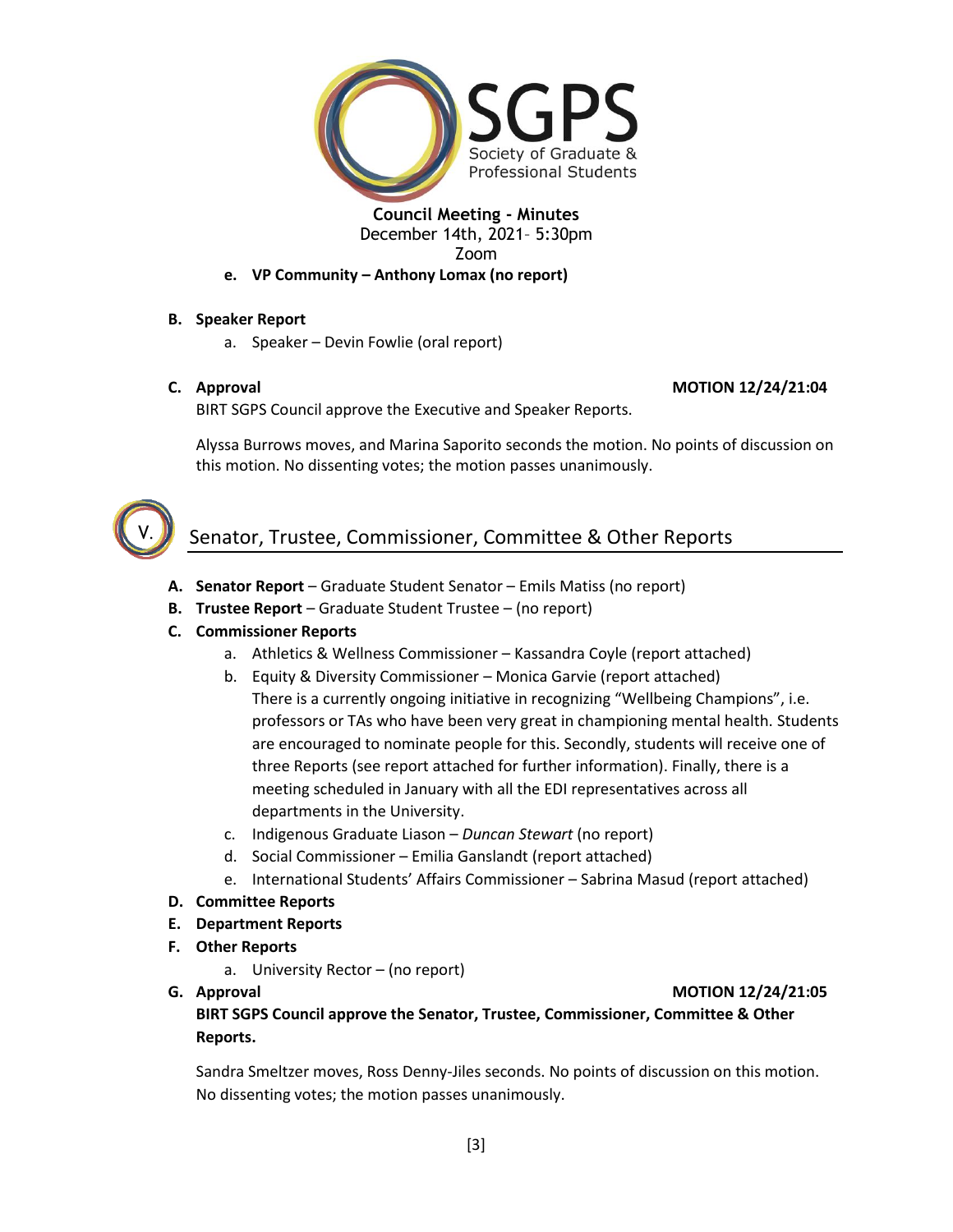**Council Meeting - Minutes**
December 14th, 2021– 5:30pm
Zoom

e. **VP Community – Anthony Lomax (no report)**

**B. Speaker Report**

a. Speaker – Devin Fowlie (oral report)

**C. Approval** **MOTION 12/24/21:04**

BIRT SGPS Council approve the Executive and Speaker Reports.

Alyssa Burrows moves, and Marina Saporito seconds the motion. No points of discussion on this motion. No dissenting votes; the motion passes unanimously.

## V. Senator, Trustee, Commissioner, Committee & Other Reports

**A. Senator Report** – Graduate Student Senator – Emils Matiss (no report)

**B. Trustee Report** – Graduate Student Trustee – (no report)

**C. Commissioner Reports**

a. Athletics & Wellness Commissioner – Kassandra Coyle (report attached)

b. Equity & Diversity Commissioner – Monica Garvie (report attached)
There is a currently ongoing initiative in recognizing "Wellbeing Champions", i.e. professors or TAs who have been very great in championing mental health. Students are encouraged to nominate people for this. Secondly, students will receive one of three Reports (see report attached for further information). Finally, there is a meeting scheduled in January with all the EDI representatives across all departments in the University.

c. Indigenous Graduate Liason – *Duncan Stewart* (no report)

d. Social Commissioner – Emilia Ganslandt (report attached)

e. International Students' Affairs Commissioner – Sabrina Masud (report attached)

**D. Committee Reports**

**E. Department Reports**

**F. Other Reports**

a. University Rector – (no report)

**G. Approval** **MOTION 12/24/21:05**

**BIRT SGPS Council approve the Senator, Trustee, Commissioner, Committee & Other Reports.**

Sandra Smeltzer moves, Ross Denny-Jiles seconds. No points of discussion on this motion. No dissenting votes; the motion passes unanimously.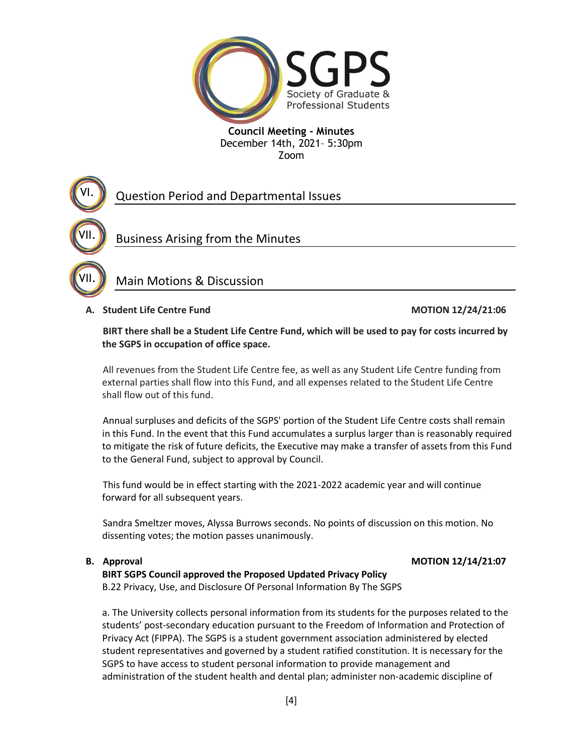SGPS Society of Graduate & Professional Students

**Council Meeting - Minutes**
December 14th, 2021– 5:30pm
Zoom

## VI. Question Period and Departmental Issues

## VII. Business Arising from the Minutes

## VII. Main Motions & Discussion

**A. Student Life Centre Fund** **MOTION 12/24/21:06**

**BIRT there shall be a Student Life Centre Fund, which will be used to pay for costs incurred by the SGPS in occupation of office space.**

All revenues from the Student Life Centre fee, as well as any Student Life Centre funding from external parties shall flow into this Fund, and all expenses related to the Student Life Centre shall flow out of this fund.

Annual surpluses and deficits of the SGPS' portion of the Student Life Centre costs shall remain in this Fund. In the event that this Fund accumulates a surplus larger than is reasonably required to mitigate the risk of future deficits, the Executive may make a transfer of assets from this Fund to the General Fund, subject to approval by Council.

This fund would be in effect starting with the 2021-2022 academic year and will continue forward for all subsequent years.

Sandra Smeltzer moves, Alyssa Burrows seconds. No points of discussion on this motion. No dissenting votes; the motion passes unanimously.

**B. Approval** **MOTION 12/14/21:07**

**BIRT SGPS Council approved the Proposed Updated Privacy Policy**
B.22 Privacy, Use, and Disclosure Of Personal Information By The SGPS

a. The University collects personal information from its students for the purposes related to the students' post-secondary education pursuant to the Freedom of Information and Protection of Privacy Act (FIPPA). The SGPS is a student government association administered by elected student representatives and governed by a student ratified constitution. It is necessary for the SGPS to have access to student personal information to provide management and administration of the student health and dental plan; administer non-academic discipline of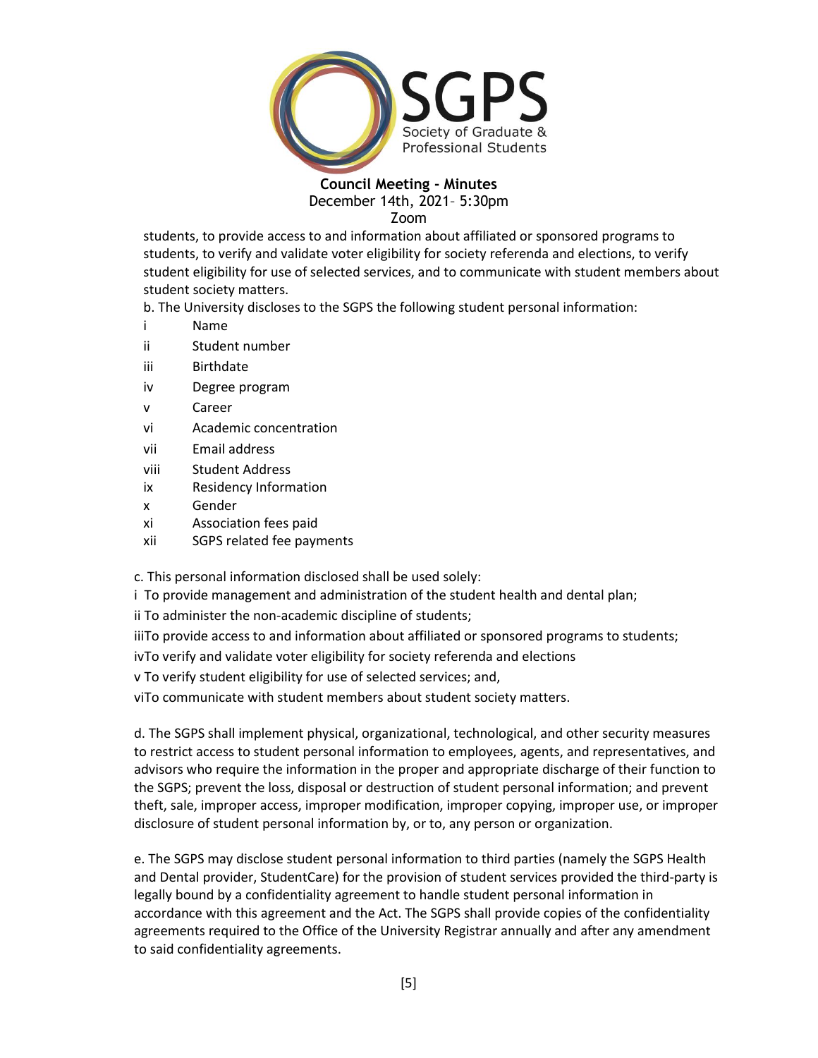students, to provide access to and information about affiliated or sponsored programs to students, to verify and validate voter eligibility for society referenda and elections, to verify student eligibility for use of selected services, and to communicate with student members about student society matters.

b. The University discloses to the SGPS the following student personal information:

i Name
ii Student number
iii Birthdate
iv Degree program
v Career
vi Academic concentration
vii Email address
viii Student Address
ix Residency Information
x Gender
xi Association fees paid
xii SGPS related fee payments

c. This personal information disclosed shall be used solely:

i To provide management and administration of the student health and dental plan;

ii To administer the non-academic discipline of students;

iiiTo provide access to and information about affiliated or sponsored programs to students;

ivTo verify and validate voter eligibility for society referenda and elections

v To verify student eligibility for use of selected services; and,

viTo communicate with student members about student society matters.

d. The SGPS shall implement physical, organizational, technological, and other security measures to restrict access to student personal information to employees, agents, and representatives, and advisors who require the information in the proper and appropriate discharge of their function to the SGPS; prevent the loss, disposal or destruction of student personal information; and prevent theft, sale, improper access, improper modification, improper copying, improper use, or improper disclosure of student personal information by, or to, any person or organization.

e. The SGPS may disclose student personal information to third parties (namely the SGPS Health and Dental provider, StudentCare) for the provision of student services provided the third-party is legally bound by a confidentiality agreement to handle student personal information in accordance with this agreement and the Act. The SGPS shall provide copies of the confidentiality agreements required to the Office of the University Registrar annually and after any amendment to said confidentiality agreements.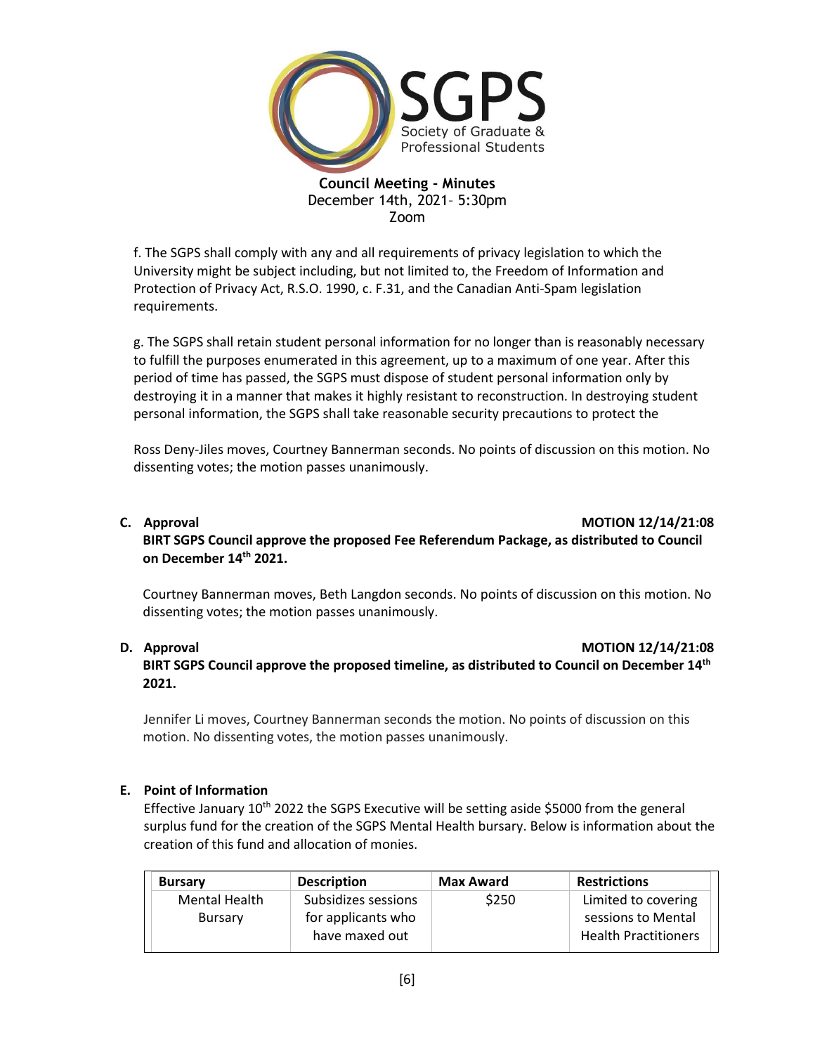**Council Meeting - Minutes**
December 14th, 2021– 5:30pm
Zoom

f. The SGPS shall comply with any and all requirements of privacy legislation to which the University might be subject including, but not limited to, the Freedom of Information and Protection of Privacy Act, R.S.O. 1990, c. F.31, and the Canadian Anti-Spam legislation requirements.

g. The SGPS shall retain student personal information for no longer than is reasonably necessary to fulfill the purposes enumerated in this agreement, up to a maximum of one year. After this period of time has passed, the SGPS must dispose of student personal information only by destroying it in a manner that makes it highly resistant to reconstruction. In destroying student personal information, the SGPS shall take reasonable security precautions to protect the

Ross Deny-Jiles moves, Courtney Bannerman seconds. No points of discussion on this motion. No dissenting votes; the motion passes unanimously.

**C. Approval** **MOTION 12/14/21:08**

**BIRT SGPS Council approve the proposed Fee Referendum Package, as distributed to Council on December 14th 2021.**

Courtney Bannerman moves, Beth Langdon seconds. No points of discussion on this motion. No dissenting votes; the motion passes unanimously.

**D. Approval** **MOTION 12/14/21:08**

**BIRT SGPS Council approve the proposed timeline, as distributed to Council on December 14th 2021.**

Jennifer Li moves, Courtney Bannerman seconds the motion. No points of discussion on this motion. No dissenting votes, the motion passes unanimously.

**E. Point of Information**

Effective January 10th 2022 the SGPS Executive will be setting aside $5000 from the general surplus fund for the creation of the SGPS Mental Health bursary. Below is information about the creation of this fund and allocation of monies.

| Bursary | Description | Max Award | Restrictions |
|---|---|---|---|
| Mental Health Bursary | Subsidizes sessions for applicants who have maxed out | $250 | Limited to covering sessions to Mental Health Practitioners |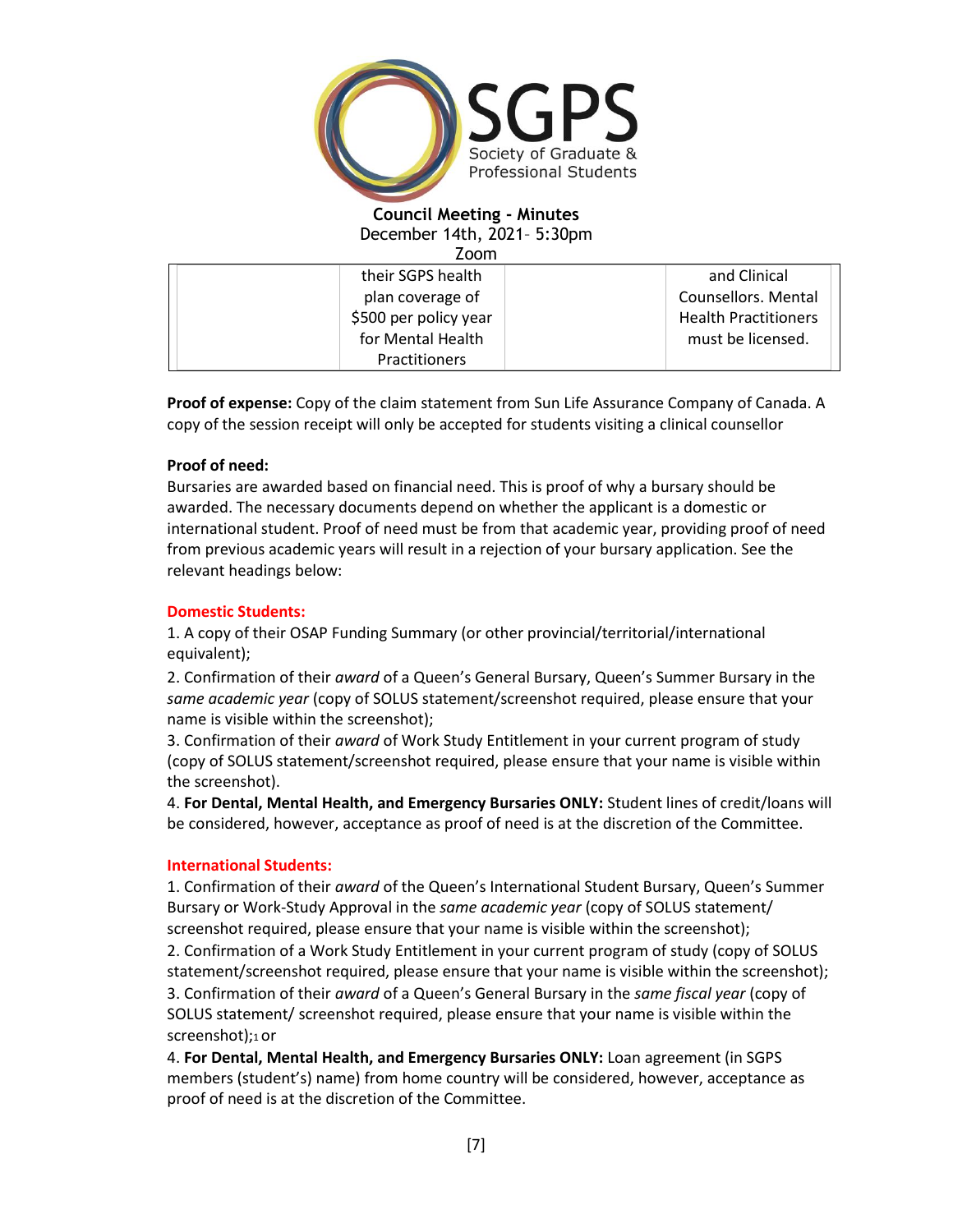| | their SGPS health plan coverage of $500 per policy year for Mental Health Practitioners | | and Clinical Counsellors. Mental Health Practitioners must be licensed. |
|---|---|---|---|

**Proof of expense:** Copy of the claim statement from Sun Life Assurance Company of Canada. A copy of the session receipt will only be accepted for students visiting a clinical counsellor

**Proof of need:**
Bursaries are awarded based on financial need. This is proof of why a bursary should be awarded. The necessary documents depend on whether the applicant is a domestic or international student. Proof of need must be from that academic year, providing proof of need from previous academic years will result in a rejection of your bursary application. See the relevant headings below:

**Domestic Students:**

1. A copy of their OSAP Funding Summary (or other provincial/territorial/international equivalent);
2. Confirmation of their *award* of a Queen's General Bursary, Queen's Summer Bursary in the *same academic year* (copy of SOLUS statement/screenshot required, please ensure that your name is visible within the screenshot);
3. Confirmation of their *award* of Work Study Entitlement in your current program of study (copy of SOLUS statement/screenshot required, please ensure that your name is visible within the screenshot).
4. **For Dental, Mental Health, and Emergency Bursaries ONLY:** Student lines of credit/loans will be considered, however, acceptance as proof of need is at the discretion of the Committee.

**International Students:**

1. Confirmation of their *award* of the Queen's International Student Bursary, Queen's Summer Bursary or Work-Study Approval in the *same academic year* (copy of SOLUS statement/ screenshot required, please ensure that your name is visible within the screenshot);
2. Confirmation of a Work Study Entitlement in your current program of study (copy of SOLUS statement/screenshot required, please ensure that your name is visible within the screenshot);
3. Confirmation of their *award* of a Queen's General Bursary in the *same fiscal year* (copy of SOLUS statement/ screenshot required, please ensure that your name is visible within the screenshot);[1] or
4. **For Dental, Mental Health, and Emergency Bursaries ONLY:** Loan agreement (in SGPS members (student's) name) from home country will be considered, however, acceptance as proof of need is at the discretion of the Committee.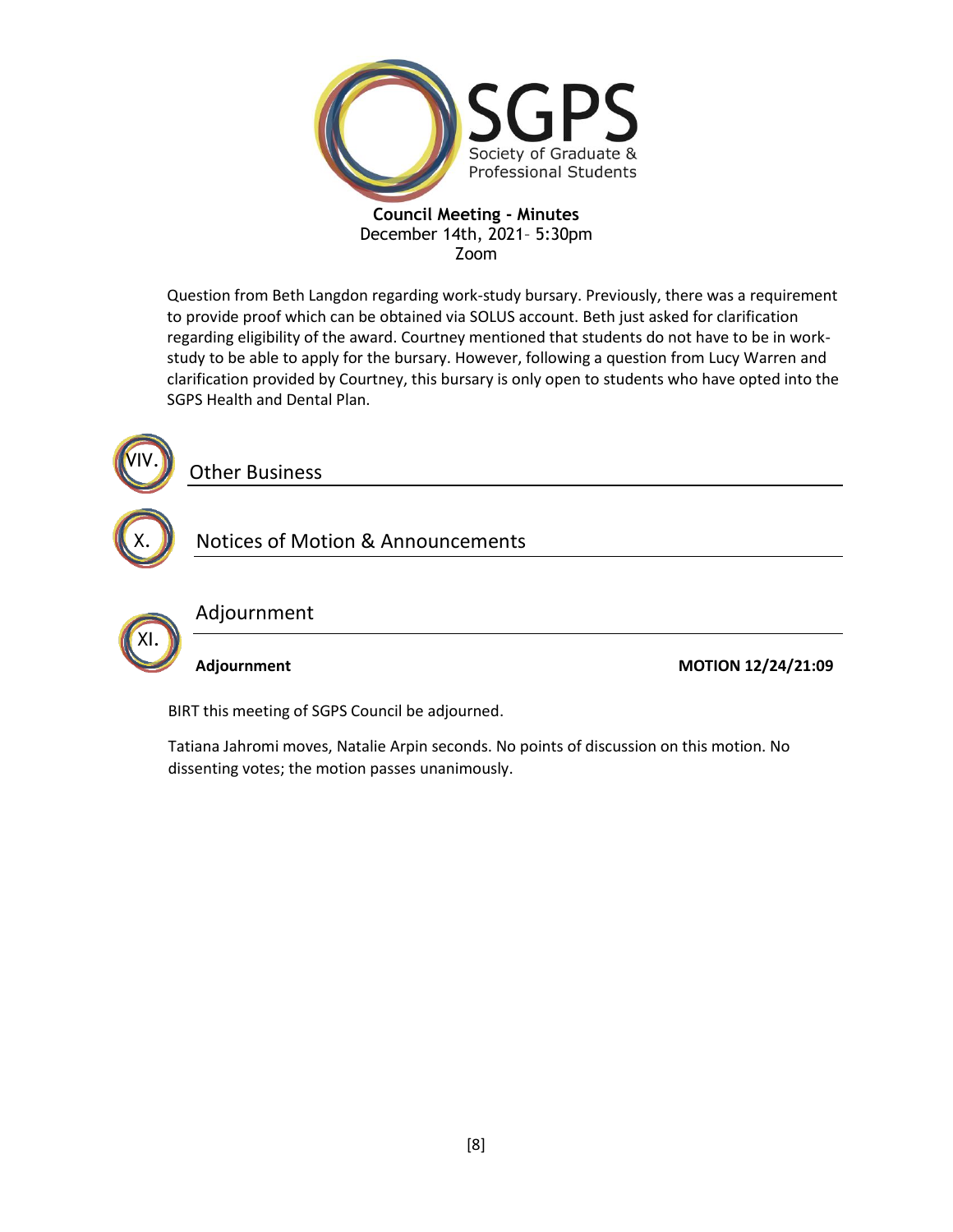**Council Meeting - Minutes**
December 14th, 2021– 5:30pm
Zoom

Question from Beth Langdon regarding work-study bursary. Previously, there was a requirement to provide proof which can be obtained via SOLUS account. Beth just asked for clarification regarding eligibility of the award. Courtney mentioned that students do not have to be in work-study to be able to apply for the bursary. However, following a question from Lucy Warren and clarification provided by Courtney, this bursary is only open to students who have opted into the SGPS Health and Dental Plan.

## VIV. Other Business

## X. Notices of Motion & Announcements

## XI. Adjournment

**Adjournment** **MOTION 12/24/21:09**

BIRT this meeting of SGPS Council be adjourned.

Tatiana Jahromi moves, Natalie Arpin seconds. No points of discussion on this motion. No dissenting votes; the motion passes unanimously.